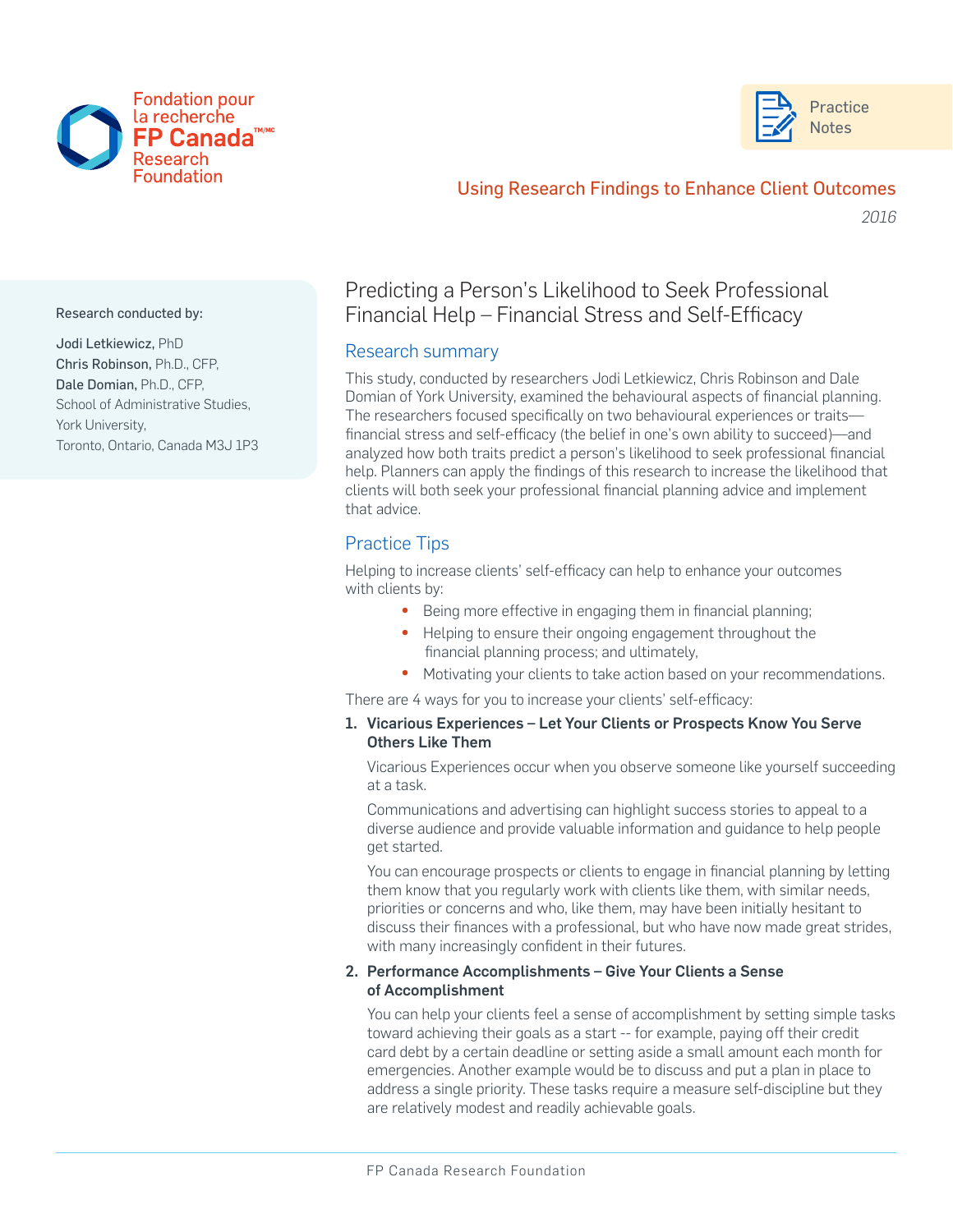Fondation pour la recherche **FP Canada**™/MC Research Foundation

Practice Notes

**Using Research Findings to Enhance Client Outcomes**

*2016*

Research conducted by:

**Jodi Letkiewicz,** PhD
**Chris Robinson,** Ph.D., CFP,
**Dale Domian,** Ph.D., CFP,
School of Administrative Studies,
York University,
Toronto, Ontario, Canada M3J 1P3

# Predicting a Person's Likelihood to Seek Professional Financial Help – Financial Stress and Self-Efficacy

## Research summary

This study, conducted by researchers Jodi Letkiewicz, Chris Robinson and Dale Domian of York University, examined the behavioural aspects of financial planning. The researchers focused specifically on two behavioural experiences or traits—financial stress and self-efficacy (the belief in one's own ability to succeed)—and analyzed how both traits predict a person's likelihood to seek professional financial help. Planners can apply the findings of this research to increase the likelihood that clients will both seek your professional financial planning advice and implement that advice.

## Practice Tips

Helping to increase clients' self-efficacy can help to enhance your outcomes with clients by:

- Being more effective in engaging them in financial planning;
- Helping to ensure their ongoing engagement throughout the financial planning process; and ultimately,
- Motivating your clients to take action based on your recommendations.

There are 4 ways for you to increase your clients' self-efficacy:

1. **Vicarious Experiences – Let Your Clients or Prospects Know You Serve Others Like Them**

   Vicarious Experiences occur when you observe someone like yourself succeeding at a task.

   Communications and advertising can highlight success stories to appeal to a diverse audience and provide valuable information and guidance to help people get started.

   You can encourage prospects or clients to engage in financial planning by letting them know that you regularly work with clients like them, with similar needs, priorities or concerns and who, like them, may have been initially hesitant to discuss their finances with a professional, but who have now made great strides, with many increasingly confident in their futures.

2. **Performance Accomplishments – Give Your Clients a Sense of Accomplishment**

   You can help your clients feel a sense of accomplishment by setting simple tasks toward achieving their goals as a start -- for example, paying off their credit card debt by a certain deadline or setting aside a small amount each month for emergencies. Another example would be to discuss and put a plan in place to address a single priority. These tasks require a measure self-discipline but they are relatively modest and readily achievable goals.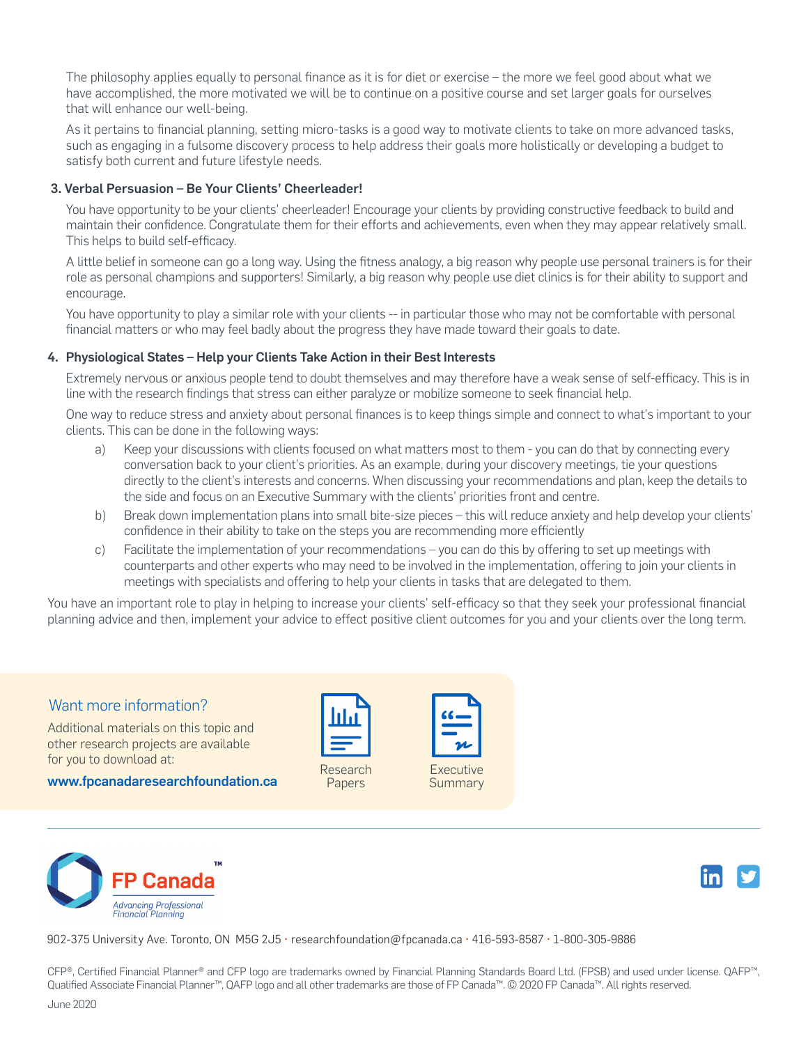The philosophy applies equally to personal finance as it is for diet or exercise – the more we feel good about what we have accomplished, the more motivated we will be to continue on a positive course and set larger goals for ourselves that will enhance our well-being.

As it pertains to financial planning, setting micro-tasks is a good way to motivate clients to take on more advanced tasks, such as engaging in a fulsome discovery process to help address their goals more holistically or developing a budget to satisfy both current and future lifestyle needs.

**3. Verbal Persuasion – Be Your Clients' Cheerleader!**

You have opportunity to be your clients' cheerleader! Encourage your clients by providing constructive feedback to build and maintain their confidence. Congratulate them for their efforts and achievements, even when they may appear relatively small. This helps to build self-efficacy.

A little belief in someone can go a long way. Using the fitness analogy, a big reason why people use personal trainers is for their role as personal champions and supporters! Similarly, a big reason why people use diet clinics is for their ability to support and encourage.

You have opportunity to play a similar role with your clients -- in particular those who may not be comfortable with personal financial matters or who may feel badly about the progress they have made toward their goals to date.

**4. Physiological States – Help your Clients Take Action in their Best Interests**

Extremely nervous or anxious people tend to doubt themselves and may therefore have a weak sense of self-efficacy. This is in line with the research findings that stress can either paralyze or mobilize someone to seek financial help.

One way to reduce stress and anxiety about personal finances is to keep things simple and connect to what's important to your clients. This can be done in the following ways:

a) Keep your discussions with clients focused on what matters most to them - you can do that by connecting every conversation back to your client's priorities. As an example, during your discovery meetings, tie your questions directly to the client's interests and concerns. When discussing your recommendations and plan, keep the details to the side and focus on an Executive Summary with the clients' priorities front and centre.

b) Break down implementation plans into small bite-size pieces – this will reduce anxiety and help develop your clients' confidence in their ability to take on the steps you are recommending more efficiently

c) Facilitate the implementation of your recommendations – you can do this by offering to set up meetings with counterparts and other experts who may need to be involved in the implementation, offering to join your clients in meetings with specialists and offering to help your clients in tasks that are delegated to them.

You have an important role to play in helping to increase your clients' self-efficacy so that they seek your professional financial planning advice and then, implement your advice to effect positive client outcomes for you and your clients over the long term.

## Want more information?

Additional materials on this topic and other research projects are available for you to download at:

**www.fpcanadaresearchfoundation.ca**

Research Papers

Executive Summary

FP Canada™

*Advancing Professional Financial Planning*

902-375 University Ave. Toronto, ON M5G 2J5 · researchfoundation@fpcanada.ca · 416-593-8587 · 1-800-305-9886

CFP®, Certified Financial Planner® and CFP logo are trademarks owned by Financial Planning Standards Board Ltd. (FPSB) and used under license. QAFP™, Qualified Associate Financial Planner™, QAFP logo and all other trademarks are those of FP Canada™. © 2020 FP Canada™. All rights reserved.

June 2020